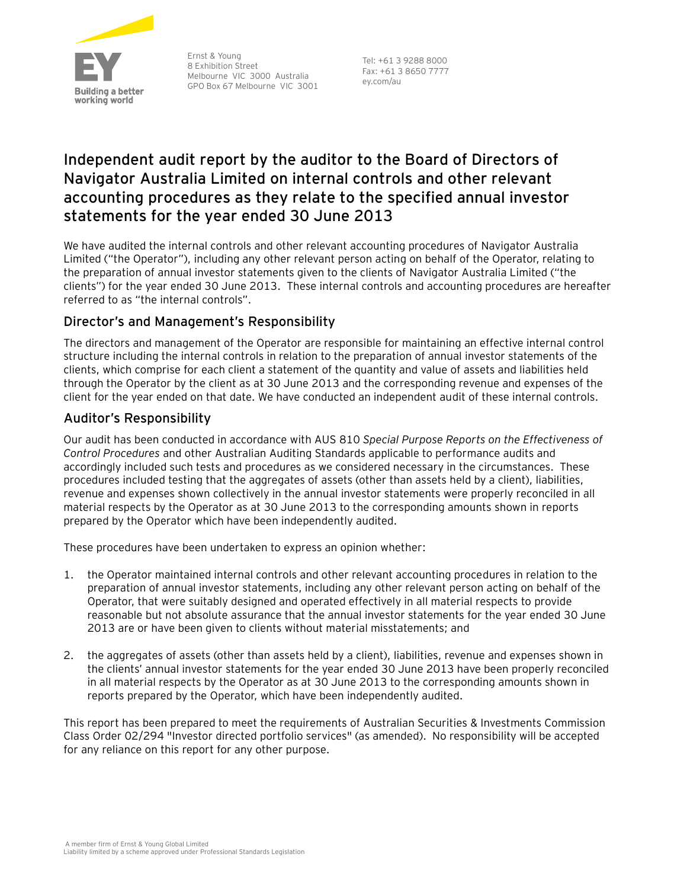Ernst & Young
8 Exhibition Street
Melbourne VIC 3000 Australia
GPO Box 67 Melbourne VIC 3001

Tel: +61 3 9288 8000
Fax: +61 3 8650 7777
ey.com/au

# Independent audit report by the auditor to the Board of Directors of Navigator Australia Limited on internal controls and other relevant accounting procedures as they relate to the specified annual investor statements for the year ended 30 June 2013

We have audited the internal controls and other relevant accounting procedures of Navigator Australia Limited ("the Operator"), including any other relevant person acting on behalf of the Operator, relating to the preparation of annual investor statements given to the clients of Navigator Australia Limited ("the clients") for the year ended 30 June 2013. These internal controls and accounting procedures are hereafter referred to as "the internal controls".

## Director's and Management's Responsibility

The directors and management of the Operator are responsible for maintaining an effective internal control structure including the internal controls in relation to the preparation of annual investor statements of the clients, which comprise for each client a statement of the quantity and value of assets and liabilities held through the Operator by the client as at 30 June 2013 and the corresponding revenue and expenses of the client for the year ended on that date. We have conducted an independent audit of these internal controls.

## Auditor's Responsibility

Our audit has been conducted in accordance with AUS 810 *Special Purpose Reports on the Effectiveness of Control Procedures* and other Australian Auditing Standards applicable to performance audits and accordingly included such tests and procedures as we considered necessary in the circumstances. These procedures included testing that the aggregates of assets (other than assets held by a client), liabilities, revenue and expenses shown collectively in the annual investor statements were properly reconciled in all material respects by the Operator as at 30 June 2013 to the corresponding amounts shown in reports prepared by the Operator which have been independently audited.

These procedures have been undertaken to express an opinion whether:

1. the Operator maintained internal controls and other relevant accounting procedures in relation to the preparation of annual investor statements, including any other relevant person acting on behalf of the Operator, that were suitably designed and operated effectively in all material respects to provide reasonable but not absolute assurance that the annual investor statements for the year ended 30 June 2013 are or have been given to clients without material misstatements; and

2. the aggregates of assets (other than assets held by a client), liabilities, revenue and expenses shown in the clients' annual investor statements for the year ended 30 June 2013 have been properly reconciled in all material respects by the Operator as at 30 June 2013 to the corresponding amounts shown in reports prepared by the Operator, which have been independently audited.

This report has been prepared to meet the requirements of Australian Securities & Investments Commission Class Order 02/294 "Investor directed portfolio services" (as amended). No responsibility will be accepted for any reliance on this report for any other purpose.

A member firm of Ernst & Young Global Limited
Liability limited by a scheme approved under Professional Standards Legislation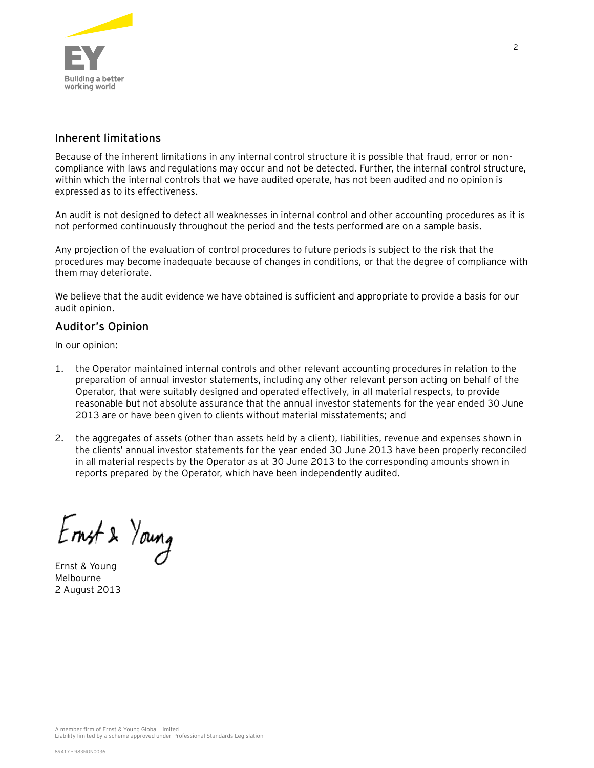## Inherent limitations

Because of the inherent limitations in any internal control structure it is possible that fraud, error or non-compliance with laws and regulations may occur and not be detected. Further, the internal control structure, within which the internal controls that we have audited operate, has not been audited and no opinion is expressed as to its effectiveness.

An audit is not designed to detect all weaknesses in internal control and other accounting procedures as it is not performed continuously throughout the period and the tests performed are on a sample basis.

Any projection of the evaluation of control procedures to future periods is subject to the risk that the procedures may become inadequate because of changes in conditions, or that the degree of compliance with them may deteriorate.

We believe that the audit evidence we have obtained is sufficient and appropriate to provide a basis for our audit opinion.

## Auditor's Opinion

In our opinion:

1. the Operator maintained internal controls and other relevant accounting procedures in relation to the preparation of annual investor statements, including any other relevant person acting on behalf of the Operator, that were suitably designed and operated effectively, in all material respects, to provide reasonable but not absolute assurance that the annual investor statements for the year ended 30 June 2013 are or have been given to clients without material misstatements; and

2. the aggregates of assets (other than assets held by a client), liabilities, revenue and expenses shown in the clients' annual investor statements for the year ended 30 June 2013 have been properly reconciled in all material respects by the Operator as at 30 June 2013 to the corresponding amounts shown in reports prepared by the Operator, which have been independently audited.

Ernst & Young

Ernst & Young
Melbourne
2 August 2013

A member firm of Ernst & Young Global Limited
Liability limited by a scheme approved under Professional Standards Legislation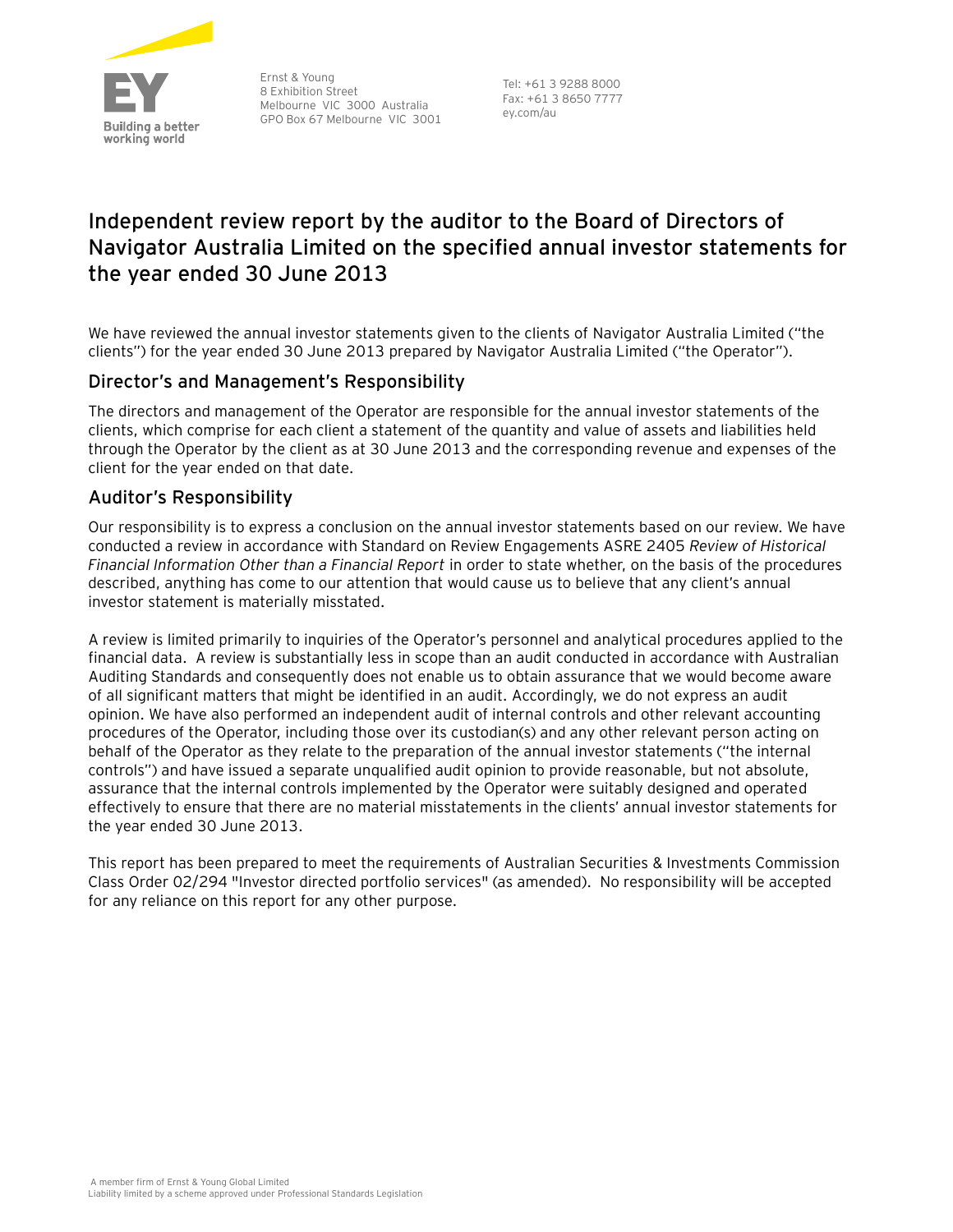Ernst & Young
8 Exhibition Street
Melbourne VIC 3000 Australia
GPO Box 67 Melbourne VIC 3001

Tel: +61 3 9288 8000
Fax: +61 3 8650 7777
ey.com/au

# Independent review report by the auditor to the Board of Directors of Navigator Australia Limited on the specified annual investor statements for the year ended 30 June 2013

We have reviewed the annual investor statements given to the clients of Navigator Australia Limited ("the clients") for the year ended 30 June 2013 prepared by Navigator Australia Limited ("the Operator").

## Director's and Management's Responsibility

The directors and management of the Operator are responsible for the annual investor statements of the clients, which comprise for each client a statement of the quantity and value of assets and liabilities held through the Operator by the client as at 30 June 2013 and the corresponding revenue and expenses of the client for the year ended on that date.

## Auditor's Responsibility

Our responsibility is to express a conclusion on the annual investor statements based on our review. We have conducted a review in accordance with Standard on Review Engagements ASRE 2405 *Review of Historical Financial Information Other than a Financial Report* in order to state whether, on the basis of the procedures described, anything has come to our attention that would cause us to believe that any client's annual investor statement is materially misstated.

A review is limited primarily to inquiries of the Operator's personnel and analytical procedures applied to the financial data. A review is substantially less in scope than an audit conducted in accordance with Australian Auditing Standards and consequently does not enable us to obtain assurance that we would become aware of all significant matters that might be identified in an audit. Accordingly, we do not express an audit opinion. We have also performed an independent audit of internal controls and other relevant accounting procedures of the Operator, including those over its custodian(s) and any other relevant person acting on behalf of the Operator as they relate to the preparation of the annual investor statements ("the internal controls") and have issued a separate unqualified audit opinion to provide reasonable, but not absolute, assurance that the internal controls implemented by the Operator were suitably designed and operated effectively to ensure that there are no material misstatements in the clients' annual investor statements for the year ended 30 June 2013.

This report has been prepared to meet the requirements of Australian Securities & Investments Commission Class Order 02/294 "Investor directed portfolio services" (as amended). No responsibility will be accepted for any reliance on this report for any other purpose.

A member firm of Ernst & Young Global Limited
Liability limited by a scheme approved under Professional Standards Legislation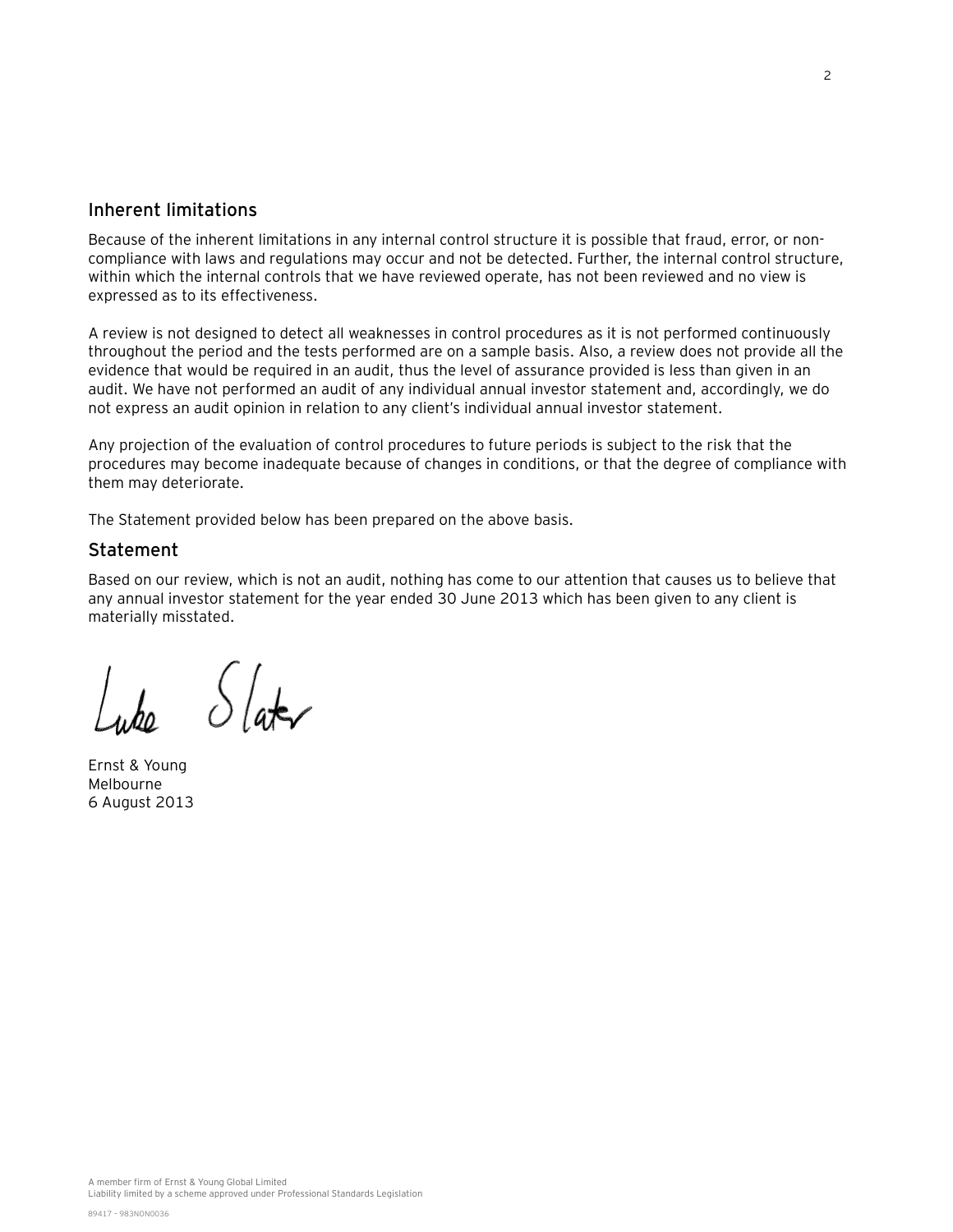## Inherent limitations

Because of the inherent limitations in any internal control structure it is possible that fraud, error, or non-compliance with laws and regulations may occur and not be detected. Further, the internal control structure, within which the internal controls that we have reviewed operate, has not been reviewed and no view is expressed as to its effectiveness.

A review is not designed to detect all weaknesses in control procedures as it is not performed continuously throughout the period and the tests performed are on a sample basis. Also, a review does not provide all the evidence that would be required in an audit, thus the level of assurance provided is less than given in an audit. We have not performed an audit of any individual annual investor statement and, accordingly, we do not express an audit opinion in relation to any client's individual annual investor statement.

Any projection of the evaluation of control procedures to future periods is subject to the risk that the procedures may become inadequate because of changes in conditions, or that the degree of compliance with them may deteriorate.

The Statement provided below has been prepared on the above basis.

## Statement

Based on our review, which is not an audit, nothing has come to our attention that causes us to believe that any annual investor statement for the year ended 30 June 2013 which has been given to any client is materially misstated.

Luke Slater

Ernst & Young
Melbourne
6 August 2013

A member firm of Ernst & Young Global Limited
Liability limited by a scheme approved under Professional Standards Legislation

89417 – 983N0N0036